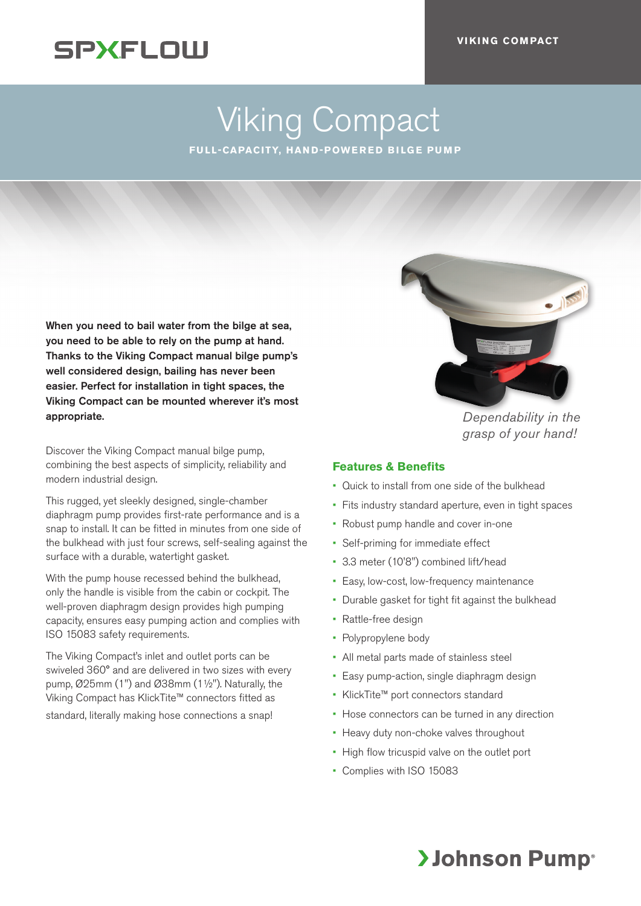SPXFLOW

VIKING COMPACT

# Viking Compact

**FULL-CAPACITY, HAND-POWERED BILGE PUMP**

**When you need to bail water from the bilge at sea, you need to be able to rely on the pump at hand. Thanks to the Viking Compact manual bilge pump's well considered design, bailing has never been easier. Perfect for installation in tight spaces, the Viking Compact can be mounted wherever it's most appropriate.**

*Dependability in the grasp of your hand!*

Discover the Viking Compact manual bilge pump, combining the best aspects of simplicity, reliability and modern industrial design.

This rugged, yet sleekly designed, single-chamber diaphragm pump provides first-rate performance and is a snap to install. It can be fitted in minutes from one side of the bulkhead with just four screws, self-sealing against the surface with a durable, watertight gasket.

With the pump house recessed behind the bulkhead, only the handle is visible from the cabin or cockpit. The well-proven diaphragm design provides high pumping capacity, ensures easy pumping action and complies with ISO 15083 safety requirements.

The Viking Compact's inlet and outlet ports can be swiveled 360° and are delivered in two sizes with every pump, Ø25mm (1") and Ø38mm (1½"). Naturally, the Viking Compact has KlickTite™ connectors fitted as standard, literally making hose connections a snap!

## Features & Benefits

- Quick to install from one side of the bulkhead
- Fits industry standard aperture, even in tight spaces
- Robust pump handle and cover in-one
- Self-priming for immediate effect
- 3.3 meter (10'8") combined lift/head
- Easy, low-cost, low-frequency maintenance
- Durable gasket for tight fit against the bulkhead
- Rattle-free design
- Polypropylene body
- All metal parts made of stainless steel
- Easy pump-action, single diaphragm design
- KlickTite™ port connectors standard
- Hose connectors can be turned in any direction
- Heavy duty non-choke valves throughout
- High flow tricuspid valve on the outlet port
- Complies with ISO 15083

Johnson Pump®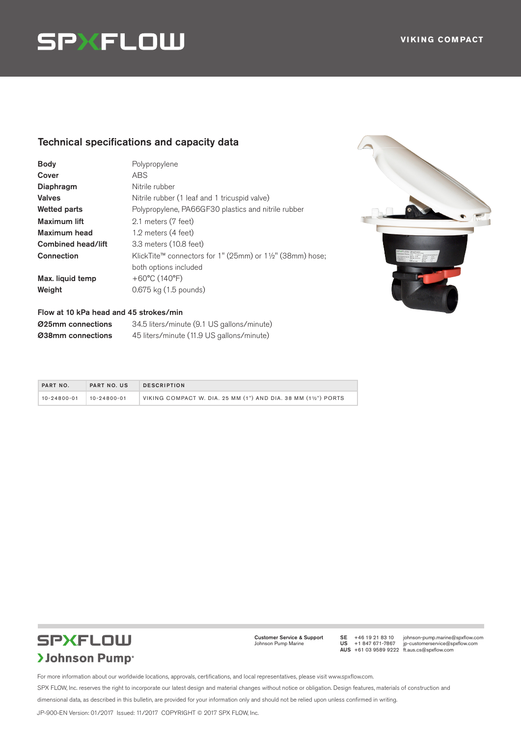## Technical specifications and capacity data

| | |
|---|---|
| **Body** | Polypropylene |
| **Cover** | ABS |
| **Diaphragm** | Nitrile rubber |
| **Valves** | Nitrile rubber (1 leaf and 1 tricuspid valve) |
| **Wetted parts** | Polypropylene, PA66GF30 plastics and nitrile rubber |
| **Maximum lift** | 2.1 meters (7 feet) |
| **Maximum head** | 1.2 meters (4 feet) |
| **Combined head/lift** | 3.3 meters (10.8 feet) |
| **Connection** | KlickTite™ connectors for 1" (25mm) or 1½" (38mm) hose; both options included |
| **Max. liquid temp** | +60°C (140°F) |
| **Weight** | 0.675 kg (1.5 pounds) |

**Flow at 10 kPa head and 45 strokes/min**

| | |
|---|---|
| **Ø25mm connections** | 34.5 liters/minute (9.1 US gallons/minute) |
| **Ø38mm connections** | 45 liters/minute (11.9 US gallons/minute) |

| PART NO. | PART NO. US | DESCRIPTION |
|---|---|---|
| 10-24800-01 | 10-24800-01 | VIKING COMPACT W. DIA. 25 MM (1") AND DIA. 38 MM (1½") PORTS |

SPXFLOW
Johnson Pump®

**Customer Service & Support**
Johnson Pump Marine

**SE** +46 19 21 83 10 johnson-pump.marine@spxflow.com
**US** +1 847 671-7867 jp-customerservice@spxflow.com
**AUS** +61 03 9589 9222 ft.aus.cs@spxflow.com

For more information about our worldwide locations, approvals, certifications, and local representatives, please visit www.spxflow.com.

SPX FLOW, Inc. reserves the right to incorporate our latest design and material changes without notice or obligation. Design features, materials of construction and dimensional data, as described in this bulletin, are provided for your information only and should not be relied upon unless confirmed in writing.

JP-900-EN Version: 01/2017 Issued: 11/2017 COPYRIGHT © 2017 SPX FLOW, Inc.